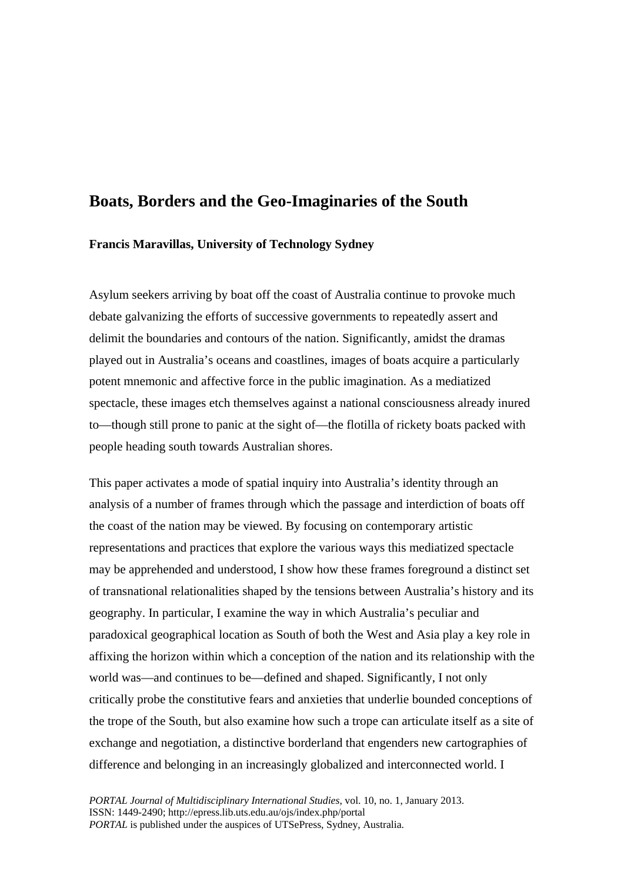# Boats, Borders and the Geo-Imaginaries of the South

**Francis Maravillas, University of Technology Sydney**

Asylum seekers arriving by boat off the coast of Australia continue to provoke much debate galvanizing the efforts of successive governments to repeatedly assert and delimit the boundaries and contours of the nation. Significantly, amidst the dramas played out in Australia's oceans and coastlines, images of boats acquire a particularly potent mnemonic and affective force in the public imagination. As a mediatized spectacle, these images etch themselves against a national consciousness already inured to—though still prone to panic at the sight of—the flotilla of rickety boats packed with people heading south towards Australian shores.

This paper activates a mode of spatial inquiry into Australia's identity through an analysis of a number of frames through which the passage and interdiction of boats off the coast of the nation may be viewed. By focusing on contemporary artistic representations and practices that explore the various ways this mediatized spectacle may be apprehended and understood, I show how these frames foreground a distinct set of transnational relationalities shaped by the tensions between Australia's history and its geography. In particular, I examine the way in which Australia's peculiar and paradoxical geographical location as South of both the West and Asia play a key role in affixing the horizon within which a conception of the nation and its relationship with the world was—and continues to be—defined and shaped. Significantly, I not only critically probe the constitutive fears and anxieties that underlie bounded conceptions of the trope of the South, but also examine how such a trope can articulate itself as a site of exchange and negotiation, a distinctive borderland that engenders new cartographies of difference and belonging in an increasingly globalized and interconnected world. I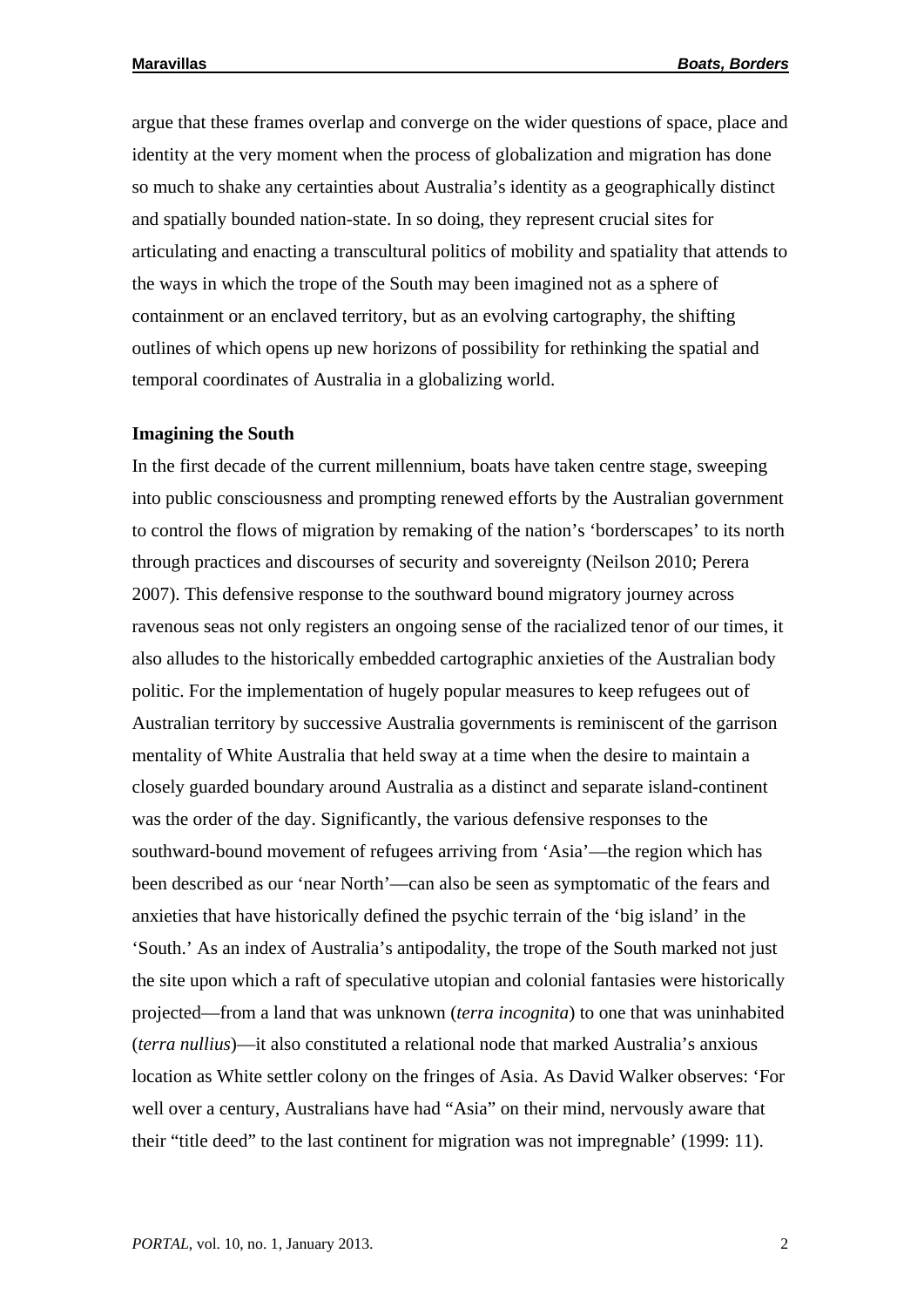argue that these frames overlap and converge on the wider questions of space, place and identity at the very moment when the process of globalization and migration has done so much to shake any certainties about Australia's identity as a geographically distinct and spatially bounded nation-state. In so doing, they represent crucial sites for articulating and enacting a transcultural politics of mobility and spatiality that attends to the ways in which the trope of the South may been imagined not as a sphere of containment or an enclaved territory, but as an evolving cartography, the shifting outlines of which opens up new horizons of possibility for rethinking the spatial and temporal coordinates of Australia in a globalizing world.

**Imagining the South**

In the first decade of the current millennium, boats have taken centre stage, sweeping into public consciousness and prompting renewed efforts by the Australian government to control the flows of migration by remaking of the nation's 'borderscapes' to its north through practices and discourses of security and sovereignty (Neilson 2010; Perera 2007). This defensive response to the southward bound migratory journey across ravenous seas not only registers an ongoing sense of the racialized tenor of our times, it also alludes to the historically embedded cartographic anxieties of the Australian body politic. For the implementation of hugely popular measures to keep refugees out of Australian territory by successive Australia governments is reminiscent of the garrison mentality of White Australia that held sway at a time when the desire to maintain a closely guarded boundary around Australia as a distinct and separate island-continent was the order of the day. Significantly, the various defensive responses to the southward-bound movement of refugees arriving from 'Asia'—the region which has been described as our 'near North'—can also be seen as symptomatic of the fears and anxieties that have historically defined the psychic terrain of the 'big island' in the 'South.' As an index of Australia's antipodality, the trope of the South marked not just the site upon which a raft of speculative utopian and colonial fantasies were historically projected—from a land that was unknown (*terra incognita*) to one that was uninhabited (*terra nullius*)—it also constituted a relational node that marked Australia's anxious location as White settler colony on the fringes of Asia. As David Walker observes: 'For well over a century, Australians have had "Asia" on their mind, nervously aware that their "title deed" to the last continent for migration was not impregnable' (1999: 11).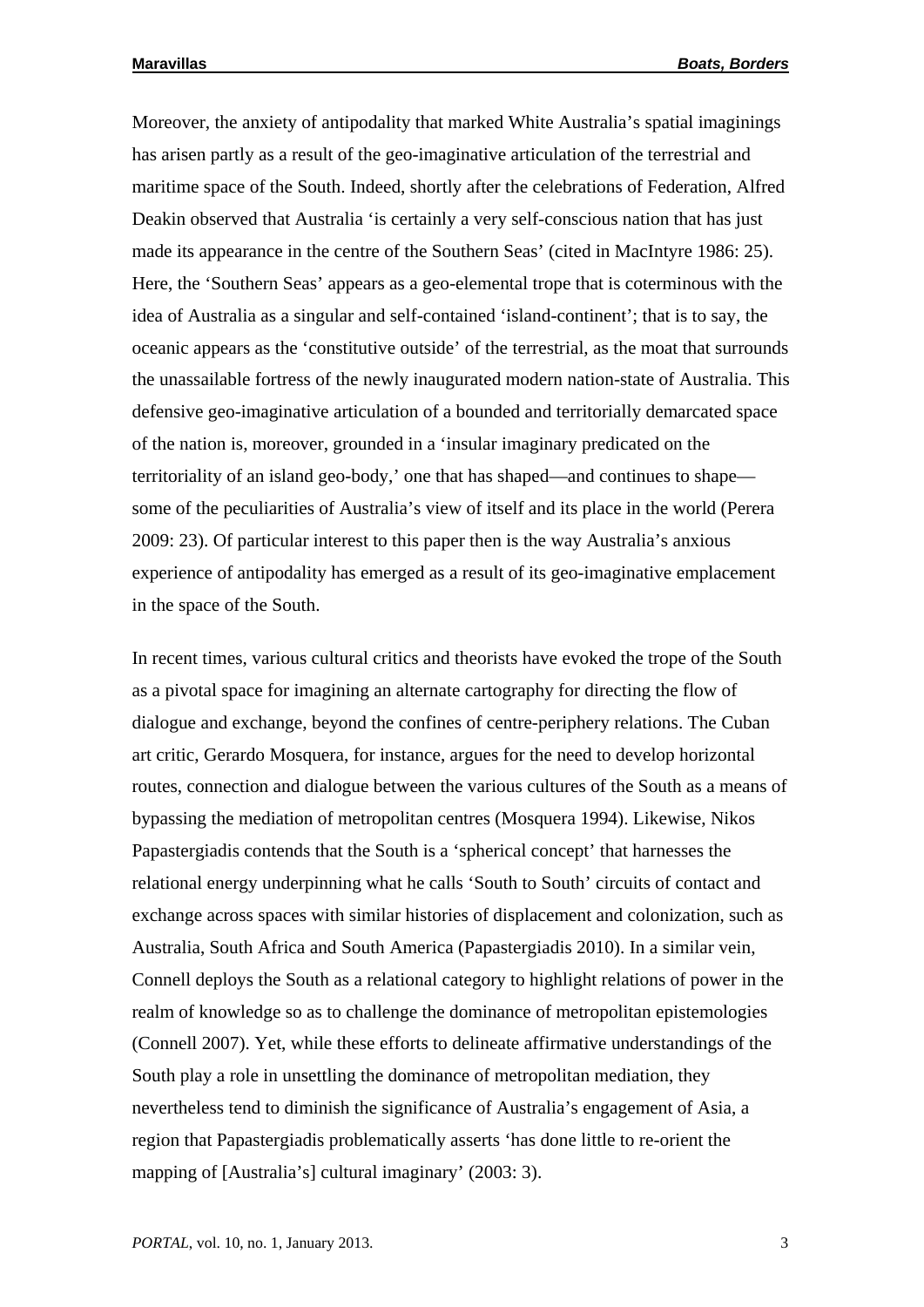Moreover, the anxiety of antipodality that marked White Australia's spatial imaginings has arisen partly as a result of the geo-imaginative articulation of the terrestrial and maritime space of the South. Indeed, shortly after the celebrations of Federation, Alfred Deakin observed that Australia 'is certainly a very self-conscious nation that has just made its appearance in the centre of the Southern Seas' (cited in MacIntyre 1986: 25). Here, the 'Southern Seas' appears as a geo-elemental trope that is coterminous with the idea of Australia as a singular and self-contained 'island-continent'; that is to say, the oceanic appears as the 'constitutive outside' of the terrestrial, as the moat that surrounds the unassailable fortress of the newly inaugurated modern nation-state of Australia. This defensive geo-imaginative articulation of a bounded and territorially demarcated space of the nation is, moreover, grounded in a 'insular imaginary predicated on the territoriality of an island geo-body,' one that has shaped—and continues to shape—some of the peculiarities of Australia's view of itself and its place in the world (Perera 2009: 23). Of particular interest to this paper then is the way Australia's anxious experience of antipodality has emerged as a result of its geo-imaginative emplacement in the space of the South.

In recent times, various cultural critics and theorists have evoked the trope of the South as a pivotal space for imagining an alternate cartography for directing the flow of dialogue and exchange, beyond the confines of centre-periphery relations. The Cuban art critic, Gerardo Mosquera, for instance, argues for the need to develop horizontal routes, connection and dialogue between the various cultures of the South as a means of bypassing the mediation of metropolitan centres (Mosquera 1994). Likewise, Nikos Papastergiadis contends that the South is a 'spherical concept' that harnesses the relational energy underpinning what he calls 'South to South' circuits of contact and exchange across spaces with similar histories of displacement and colonization, such as Australia, South Africa and South America (Papastergiadis 2010). In a similar vein, Connell deploys the South as a relational category to highlight relations of power in the realm of knowledge so as to challenge the dominance of metropolitan epistemologies (Connell 2007). Yet, while these efforts to delineate affirmative understandings of the South play a role in unsettling the dominance of metropolitan mediation, they nevertheless tend to diminish the significance of Australia's engagement of Asia, a region that Papastergiadis problematically asserts 'has done little to re-orient the mapping of [Australia's] cultural imaginary' (2003: 3).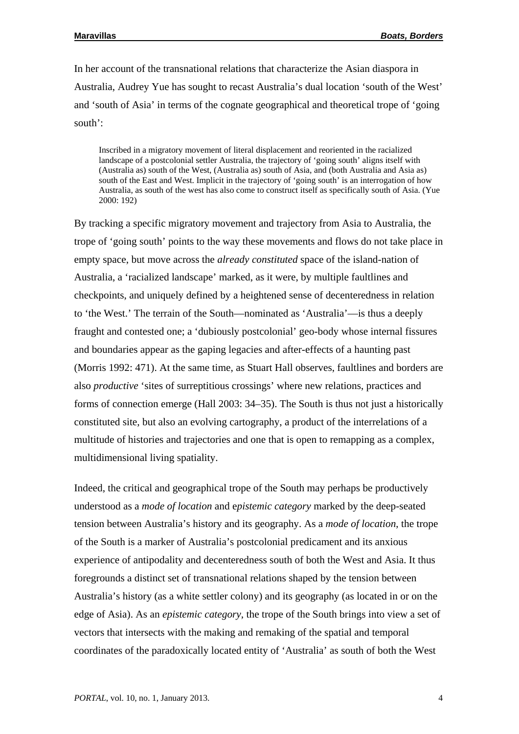In her account of the transnational relations that characterize the Asian diaspora in Australia, Audrey Yue has sought to recast Australia's dual location 'south of the West' and 'south of Asia' in terms of the cognate geographical and theoretical trope of 'going south':

> Inscribed in a migratory movement of literal displacement and reoriented in the racialized landscape of a postcolonial settler Australia, the trajectory of 'going south' aligns itself with (Australia as) south of the West, (Australia as) south of Asia, and (both Australia and Asia as) south of the East and West. Implicit in the trajectory of 'going south' is an interrogation of how Australia, as south of the west has also come to construct itself as specifically south of Asia. (Yue 2000: 192)

By tracking a specific migratory movement and trajectory from Asia to Australia, the trope of 'going south' points to the way these movements and flows do not take place in empty space, but move across the *already constituted* space of the island-nation of Australia, a 'racialized landscape' marked, as it were, by multiple faultlines and checkpoints, and uniquely defined by a heightened sense of decenteredness in relation to 'the West.' The terrain of the South—nominated as 'Australia'—is thus a deeply fraught and contested one; a 'dubiously postcolonial' geo-body whose internal fissures and boundaries appear as the gaping legacies and after-effects of a haunting past (Morris 1992: 471). At the same time, as Stuart Hall observes, faultlines and borders are also *productive* 'sites of surreptitious crossings' where new relations, practices and forms of connection emerge (Hall 2003: 34–35). The South is thus not just a historically constituted site, but also an evolving cartography, a product of the interrelations of a multitude of histories and trajectories and one that is open to remapping as a complex, multidimensional living spatiality.

Indeed, the critical and geographical trope of the South may perhaps be productively understood as a *mode of location* and e*pistemic category* marked by the deep-seated tension between Australia's history and its geography. As a *mode of location*, the trope of the South is a marker of Australia's postcolonial predicament and its anxious experience of antipodality and decenteredness south of both the West and Asia. It thus foregrounds a distinct set of transnational relations shaped by the tension between Australia's history (as a white settler colony) and its geography (as located in or on the edge of Asia). As an *epistemic category*, the trope of the South brings into view a set of vectors that intersects with the making and remaking of the spatial and temporal coordinates of the paradoxically located entity of 'Australia' as south of both the West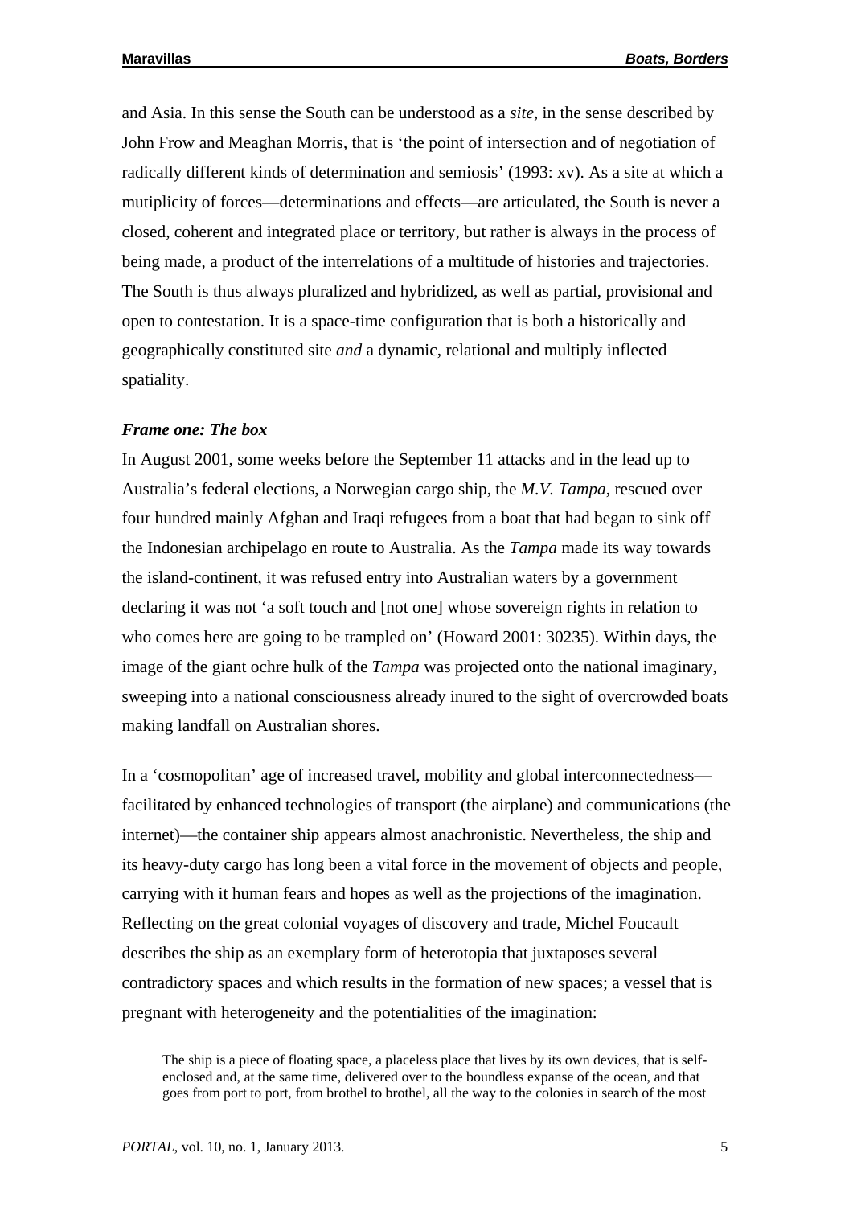and Asia. In this sense the South can be understood as a *site*, in the sense described by John Frow and Meaghan Morris, that is 'the point of intersection and of negotiation of radically different kinds of determination and semiosis' (1993: xv). As a site at which a mutiplicity of forces—determinations and effects—are articulated, the South is never a closed, coherent and integrated place or territory, but rather is always in the process of being made, a product of the interrelations of a multitude of histories and trajectories. The South is thus always pluralized and hybridized, as well as partial, provisional and open to contestation. It is a space-time configuration that is both a historically and geographically constituted site *and* a dynamic, relational and multiply inflected spatiality.

### *Frame one: The box*

In August 2001, some weeks before the September 11 attacks and in the lead up to Australia's federal elections, a Norwegian cargo ship, the *M.V. Tampa*, rescued over four hundred mainly Afghan and Iraqi refugees from a boat that had began to sink off the Indonesian archipelago en route to Australia. As the *Tampa* made its way towards the island-continent, it was refused entry into Australian waters by a government declaring it was not 'a soft touch and [not one] whose sovereign rights in relation to who comes here are going to be trampled on' (Howard 2001: 30235). Within days, the image of the giant ochre hulk of the *Tampa* was projected onto the national imaginary, sweeping into a national consciousness already inured to the sight of overcrowded boats making landfall on Australian shores.

In a 'cosmopolitan' age of increased travel, mobility and global interconnectedness—facilitated by enhanced technologies of transport (the airplane) and communications (the internet)—the container ship appears almost anachronistic. Nevertheless, the ship and its heavy-duty cargo has long been a vital force in the movement of objects and people, carrying with it human fears and hopes as well as the projections of the imagination. Reflecting on the great colonial voyages of discovery and trade, Michel Foucault describes the ship as an exemplary form of heterotopia that juxtaposes several contradictory spaces and which results in the formation of new spaces; a vessel that is pregnant with heterogeneity and the potentialities of the imagination:

> The ship is a piece of floating space, a placeless place that lives by its own devices, that is self-enclosed and, at the same time, delivered over to the boundless expanse of the ocean, and that goes from port to port, from brothel to brothel, all the way to the colonies in search of the most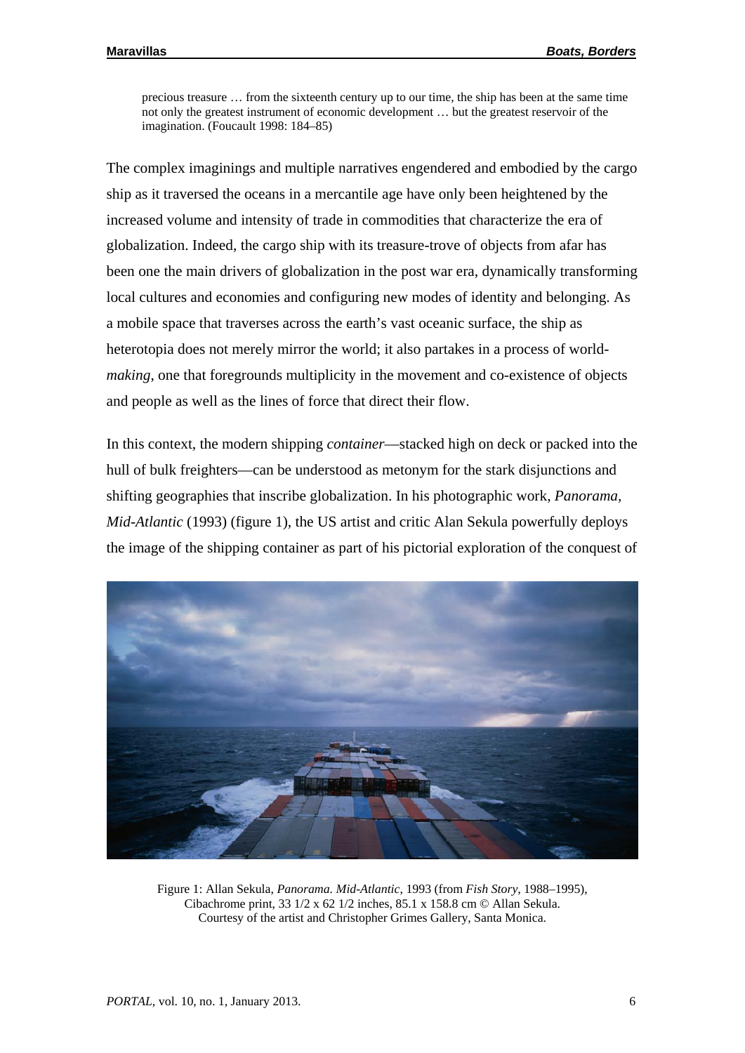precious treasure … from the sixteenth century up to our time, the ship has been at the same time not only the greatest instrument of economic development … but the greatest reservoir of the imagination. (Foucault 1998: 184–85)

The complex imaginings and multiple narratives engendered and embodied by the cargo ship as it traversed the oceans in a mercantile age have only been heightened by the increased volume and intensity of trade in commodities that characterize the era of globalization. Indeed, the cargo ship with its treasure-trove of objects from afar has been one the main drivers of globalization in the post war era, dynamically transforming local cultures and economies and configuring new modes of identity and belonging. As a mobile space that traverses across the earth's vast oceanic surface, the ship as heterotopia does not merely mirror the world; it also partakes in a process of world-*making*, one that foregrounds multiplicity in the movement and co-existence of objects and people as well as the lines of force that direct their flow.

In this context, the modern shipping *container*—stacked high on deck or packed into the hull of bulk freighters—can be understood as metonym for the stark disjunctions and shifting geographies that inscribe globalization. In his photographic work, *Panorama, Mid-Atlantic* (1993) (figure 1), the US artist and critic Alan Sekula powerfully deploys the image of the shipping container as part of his pictorial exploration of the conquest of

Figure 1: Allan Sekula, *Panorama. Mid-Atlantic*, 1993 (from *Fish Story*, 1988–1995), Cibachrome print, 33 1/2 x 62 1/2 inches, 85.1 x 158.8 cm © Allan Sekula. Courtesy of the artist and Christopher Grimes Gallery, Santa Monica.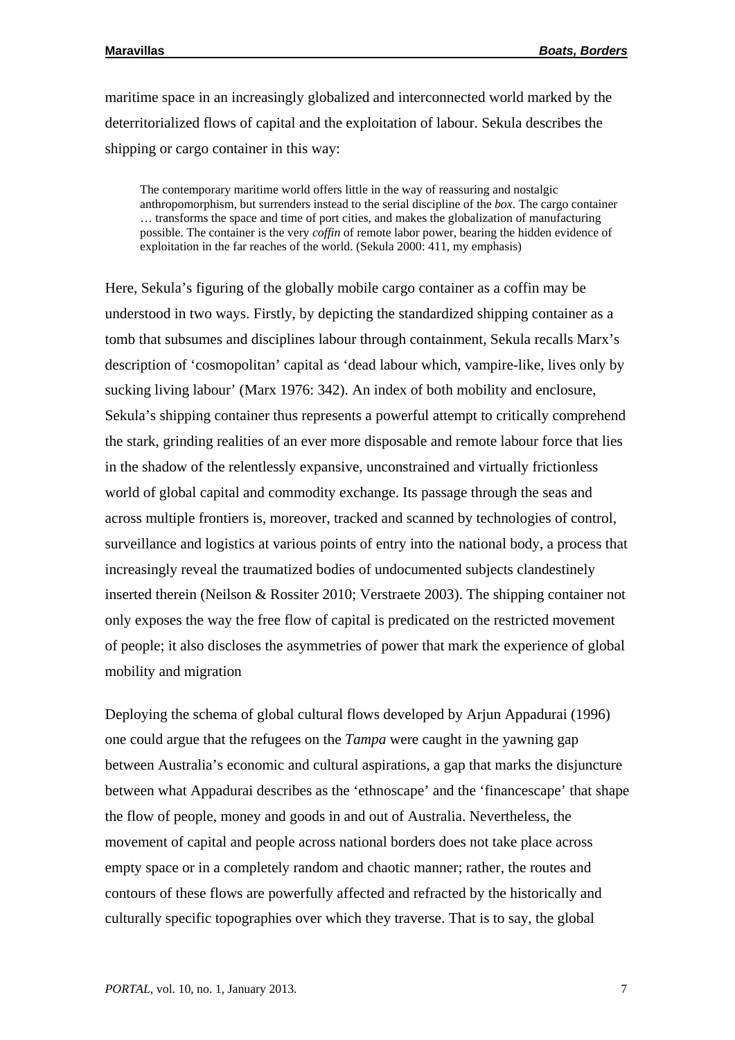maritime space in an increasingly globalized and interconnected world marked by the deterritorialized flows of capital and the exploitation of labour. Sekula describes the shipping or cargo container in this way:

> The contemporary maritime world offers little in the way of reassuring and nostalgic anthropomorphism, but surrenders instead to the serial discipline of the *box*. The cargo container … transforms the space and time of port cities, and makes the globalization of manufacturing possible. The container is the very *coffin* of remote labor power, bearing the hidden evidence of exploitation in the far reaches of the world. (Sekula 2000: 411, my emphasis)

Here, Sekula's figuring of the globally mobile cargo container as a coffin may be understood in two ways. Firstly, by depicting the standardized shipping container as a tomb that subsumes and disciplines labour through containment, Sekula recalls Marx's description of 'cosmopolitan' capital as 'dead labour which, vampire-like, lives only by sucking living labour' (Marx 1976: 342). An index of both mobility and enclosure, Sekula's shipping container thus represents a powerful attempt to critically comprehend the stark, grinding realities of an ever more disposable and remote labour force that lies in the shadow of the relentlessly expansive, unconstrained and virtually frictionless world of global capital and commodity exchange. Its passage through the seas and across multiple frontiers is, moreover, tracked and scanned by technologies of control, surveillance and logistics at various points of entry into the national body, a process that increasingly reveal the traumatized bodies of undocumented subjects clandestinely inserted therein (Neilson & Rossiter 2010; Verstraete 2003). The shipping container not only exposes the way the free flow of capital is predicated on the restricted movement of people; it also discloses the asymmetries of power that mark the experience of global mobility and migration

Deploying the schema of global cultural flows developed by Arjun Appadurai (1996) one could argue that the refugees on the *Tampa* were caught in the yawning gap between Australia's economic and cultural aspirations, a gap that marks the disjuncture between what Appadurai describes as the 'ethnoscape' and the 'financescape' that shape the flow of people, money and goods in and out of Australia. Nevertheless, the movement of capital and people across national borders does not take place across empty space or in a completely random and chaotic manner; rather, the routes and contours of these flows are powerfully affected and refracted by the historically and culturally specific topographies over which they traverse. That is to say, the global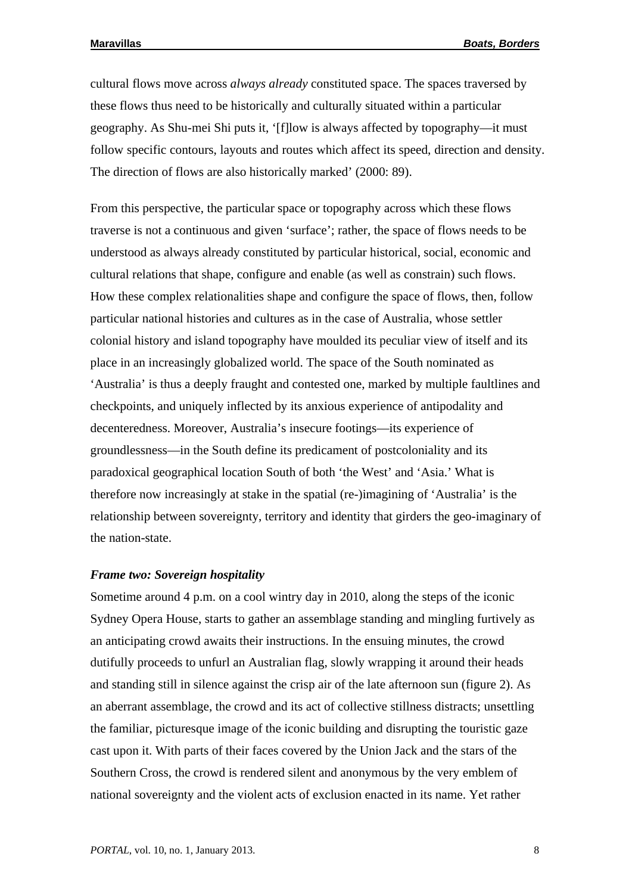cultural flows move across *always already* constituted space. The spaces traversed by these flows thus need to be historically and culturally situated within a particular geography. As Shu-mei Shi puts it, '[f]low is always affected by topography—it must follow specific contours, layouts and routes which affect its speed, direction and density. The direction of flows are also historically marked' (2000: 89).

From this perspective, the particular space or topography across which these flows traverse is not a continuous and given 'surface'; rather, the space of flows needs to be understood as always already constituted by particular historical, social, economic and cultural relations that shape, configure and enable (as well as constrain) such flows. How these complex relationalities shape and configure the space of flows, then, follow particular national histories and cultures as in the case of Australia, whose settler colonial history and island topography have moulded its peculiar view of itself and its place in an increasingly globalized world. The space of the South nominated as 'Australia' is thus a deeply fraught and contested one, marked by multiple faultlines and checkpoints, and uniquely inflected by its anxious experience of antipodality and decenteredness. Moreover, Australia's insecure footings—its experience of groundlessness—in the South define its predicament of postcoloniality and its paradoxical geographical location South of both 'the West' and 'Asia.' What is therefore now increasingly at stake in the spatial (re-)imagining of 'Australia' is the relationship between sovereignty, territory and identity that girders the geo-imaginary of the nation-state.

### *Frame two: Sovereign hospitality*

Sometime around 4 p.m. on a cool wintry day in 2010, along the steps of the iconic Sydney Opera House, starts to gather an assemblage standing and mingling furtively as an anticipating crowd awaits their instructions. In the ensuing minutes, the crowd dutifully proceeds to unfurl an Australian flag, slowly wrapping it around their heads and standing still in silence against the crisp air of the late afternoon sun (figure 2). As an aberrant assemblage, the crowd and its act of collective stillness distracts; unsettling the familiar, picturesque image of the iconic building and disrupting the touristic gaze cast upon it. With parts of their faces covered by the Union Jack and the stars of the Southern Cross, the crowd is rendered silent and anonymous by the very emblem of national sovereignty and the violent acts of exclusion enacted in its name. Yet rather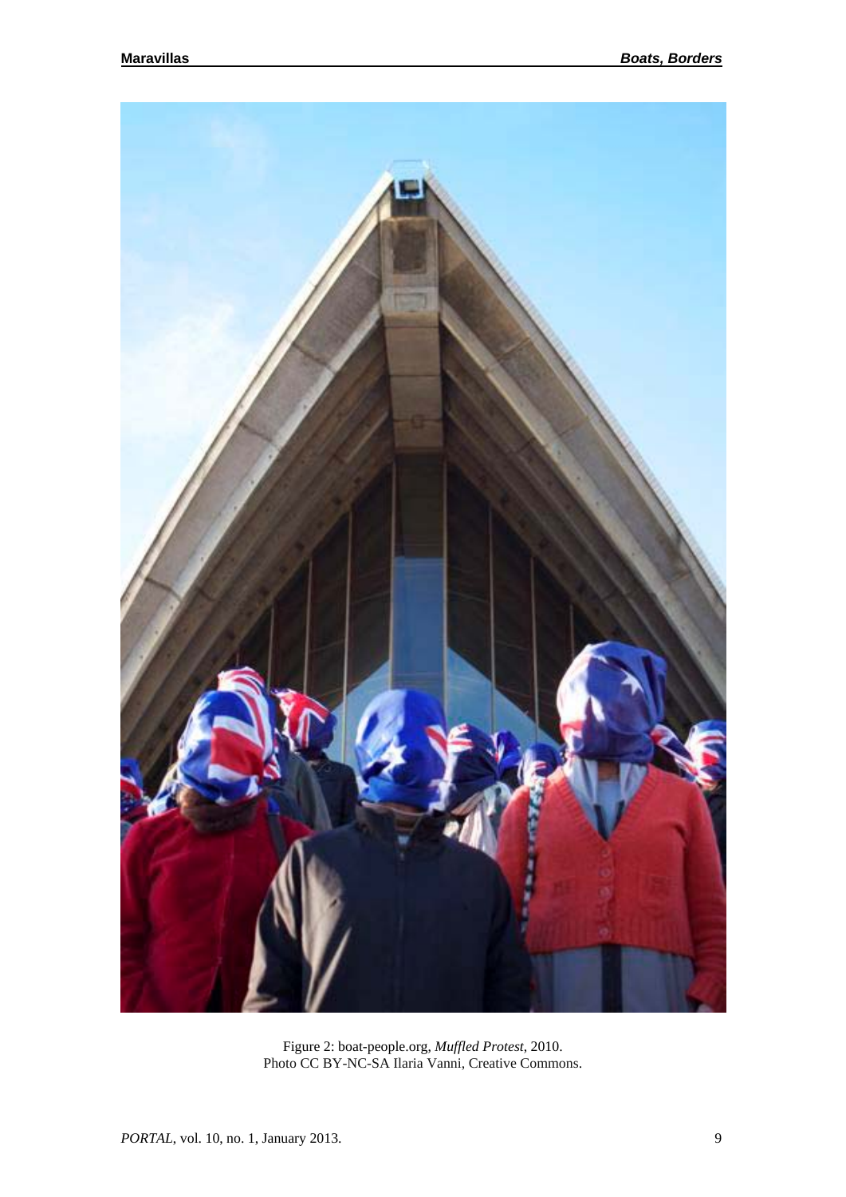Figure 2: boat-people.org, *Muffled Protest*, 2010.
Photo CC BY-NC-SA Ilaria Vanni, Creative Commons.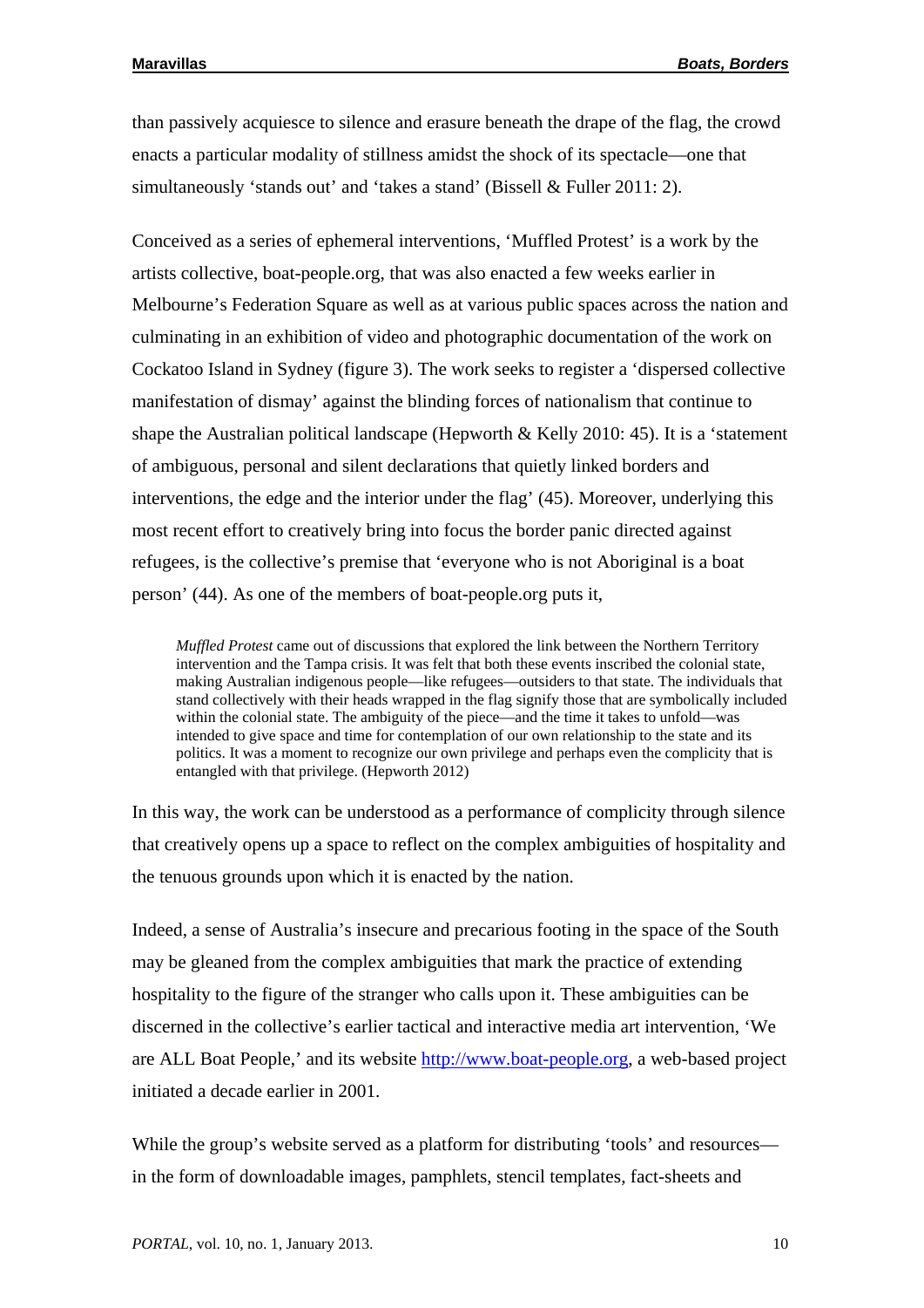than passively acquiesce to silence and erasure beneath the drape of the flag, the crowd enacts a particular modality of stillness amidst the shock of its spectacle—one that simultaneously 'stands out' and 'takes a stand' (Bissell & Fuller 2011: 2).

Conceived as a series of ephemeral interventions, 'Muffled Protest' is a work by the artists collective, boat-people.org, that was also enacted a few weeks earlier in Melbourne's Federation Square as well as at various public spaces across the nation and culminating in an exhibition of video and photographic documentation of the work on Cockatoo Island in Sydney (figure 3). The work seeks to register a 'dispersed collective manifestation of dismay' against the blinding forces of nationalism that continue to shape the Australian political landscape (Hepworth & Kelly 2010: 45). It is a 'statement of ambiguous, personal and silent declarations that quietly linked borders and interventions, the edge and the interior under the flag' (45). Moreover, underlying this most recent effort to creatively bring into focus the border panic directed against refugees, is the collective's premise that 'everyone who is not Aboriginal is a boat person' (44). As one of the members of boat-people.org puts it,

> *Muffled Protest* came out of discussions that explored the link between the Northern Territory intervention and the Tampa crisis. It was felt that both these events inscribed the colonial state, making Australian indigenous people—like refugees—outsiders to that state. The individuals that stand collectively with their heads wrapped in the flag signify those that are symbolically included within the colonial state. The ambiguity of the piece—and the time it takes to unfold—was intended to give space and time for contemplation of our own relationship to the state and its politics. It was a moment to recognize our own privilege and perhaps even the complicity that is entangled with that privilege. (Hepworth 2012)

In this way, the work can be understood as a performance of complicity through silence that creatively opens up a space to reflect on the complex ambiguities of hospitality and the tenuous grounds upon which it is enacted by the nation.

Indeed, a sense of Australia's insecure and precarious footing in the space of the South may be gleaned from the complex ambiguities that mark the practice of extending hospitality to the figure of the stranger who calls upon it. These ambiguities can be discerned in the collective's earlier tactical and interactive media art intervention, 'We are ALL Boat People,' and its website http://www.boat-people.org, a web-based project initiated a decade earlier in 2001.

While the group's website served as a platform for distributing 'tools' and resources—in the form of downloadable images, pamphlets, stencil templates, fact-sheets and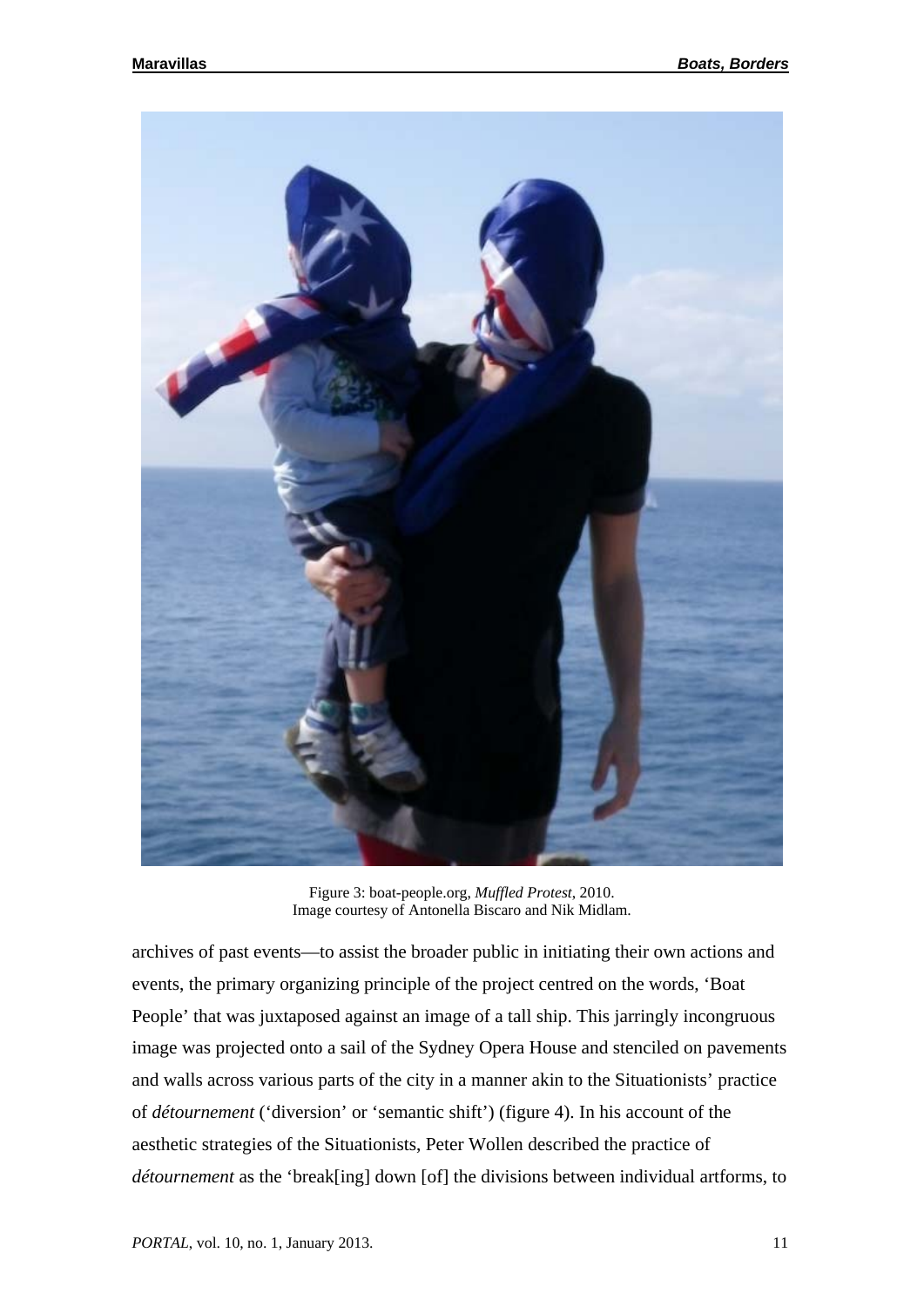Figure 3: boat-people.org, *Muffled Protest*, 2010.
Image courtesy of Antonella Biscaro and Nik Midlam.

archives of past events—to assist the broader public in initiating their own actions and events, the primary organizing principle of the project centred on the words, 'Boat People' that was juxtaposed against an image of a tall ship. This jarringly incongruous image was projected onto a sail of the Sydney Opera House and stenciled on pavements and walls across various parts of the city in a manner akin to the Situationists' practice of *détournement* ('diversion' or 'semantic shift') (figure 4). In his account of the aesthetic strategies of the Situationists, Peter Wollen described the practice of *détournement* as the 'break[ing] down [of] the divisions between individual artforms, to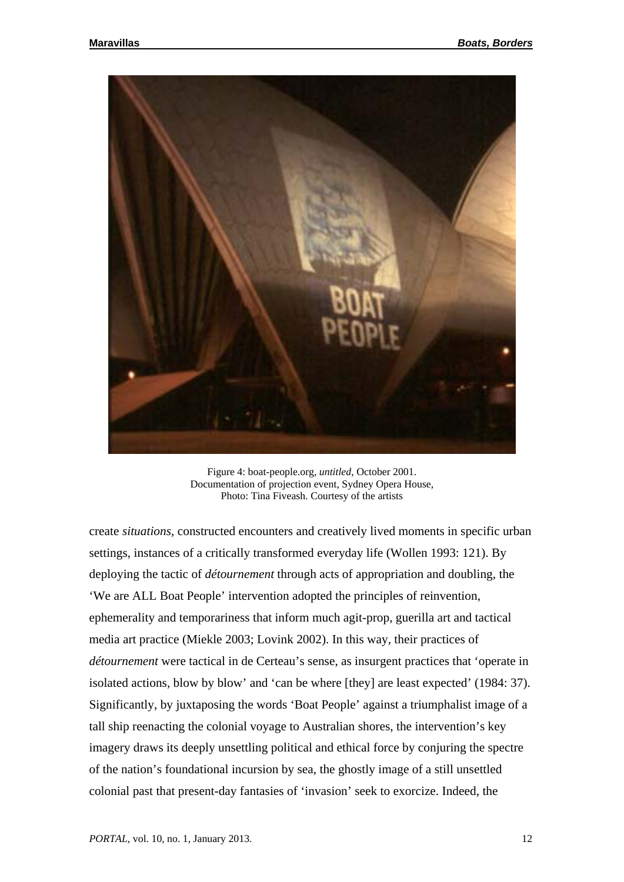Figure 4: boat-people.org, *untitled*, October 2001.
Documentation of projection event, Sydney Opera House,
Photo: Tina Fiveash. Courtesy of the artists

create *situations*, constructed encounters and creatively lived moments in specific urban settings, instances of a critically transformed everyday life (Wollen 1993: 121). By deploying the tactic of *détournement* through acts of appropriation and doubling, the 'We are ALL Boat People' intervention adopted the principles of reinvention, ephemerality and temporariness that inform much agit-prop, guerilla art and tactical media art practice (Miekle 2003; Lovink 2002). In this way, their practices of *détournement* were tactical in de Certeau's sense, as insurgent practices that 'operate in isolated actions, blow by blow' and 'can be where [they] are least expected' (1984: 37). Significantly, by juxtaposing the words 'Boat People' against a triumphalist image of a tall ship reenacting the colonial voyage to Australian shores, the intervention's key imagery draws its deeply unsettling political and ethical force by conjuring the spectre of the nation's foundational incursion by sea, the ghostly image of a still unsettled colonial past that present-day fantasies of 'invasion' seek to exorcize. Indeed, the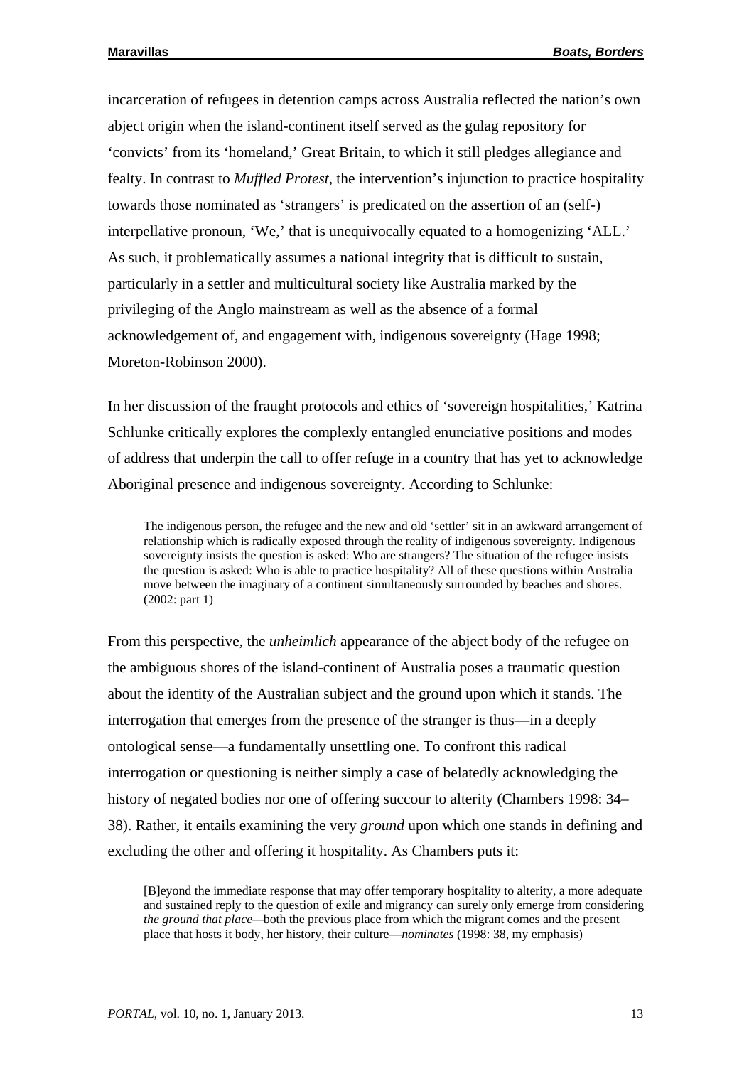incarceration of refugees in detention camps across Australia reflected the nation's own abject origin when the island-continent itself served as the gulag repository for 'convicts' from its 'homeland,' Great Britain, to which it still pledges allegiance and fealty. In contrast to *Muffled Protest*, the intervention's injunction to practice hospitality towards those nominated as 'strangers' is predicated on the assertion of an (self-) interpellative pronoun, 'We,' that is unequivocally equated to a homogenizing 'ALL.' As such, it problematically assumes a national integrity that is difficult to sustain, particularly in a settler and multicultural society like Australia marked by the privileging of the Anglo mainstream as well as the absence of a formal acknowledgement of, and engagement with, indigenous sovereignty (Hage 1998; Moreton-Robinson 2000).

In her discussion of the fraught protocols and ethics of 'sovereign hospitalities,' Katrina Schlunke critically explores the complexly entangled enunciative positions and modes of address that underpin the call to offer refuge in a country that has yet to acknowledge Aboriginal presence and indigenous sovereignty. According to Schlunke:

> The indigenous person, the refugee and the new and old 'settler' sit in an awkward arrangement of relationship which is radically exposed through the reality of indigenous sovereignty. Indigenous sovereignty insists the question is asked: Who are strangers? The situation of the refugee insists the question is asked: Who is able to practice hospitality? All of these questions within Australia move between the imaginary of a continent simultaneously surrounded by beaches and shores. (2002: part 1)

From this perspective, the *unheimlich* appearance of the abject body of the refugee on the ambiguous shores of the island-continent of Australia poses a traumatic question about the identity of the Australian subject and the ground upon which it stands. The interrogation that emerges from the presence of the stranger is thus—in a deeply ontological sense—a fundamentally unsettling one. To confront this radical interrogation or questioning is neither simply a case of belatedly acknowledging the history of negated bodies nor one of offering succour to alterity (Chambers 1998: 34–38). Rather, it entails examining the very *ground* upon which one stands in defining and excluding the other and offering it hospitality. As Chambers puts it:

> [B]eyond the immediate response that may offer temporary hospitality to alterity, a more adequate and sustained reply to the question of exile and migrancy can surely only emerge from considering *the ground that place*—both the previous place from which the migrant comes and the present place that hosts it body, her history, their culture—*nominates* (1998: 38, my emphasis)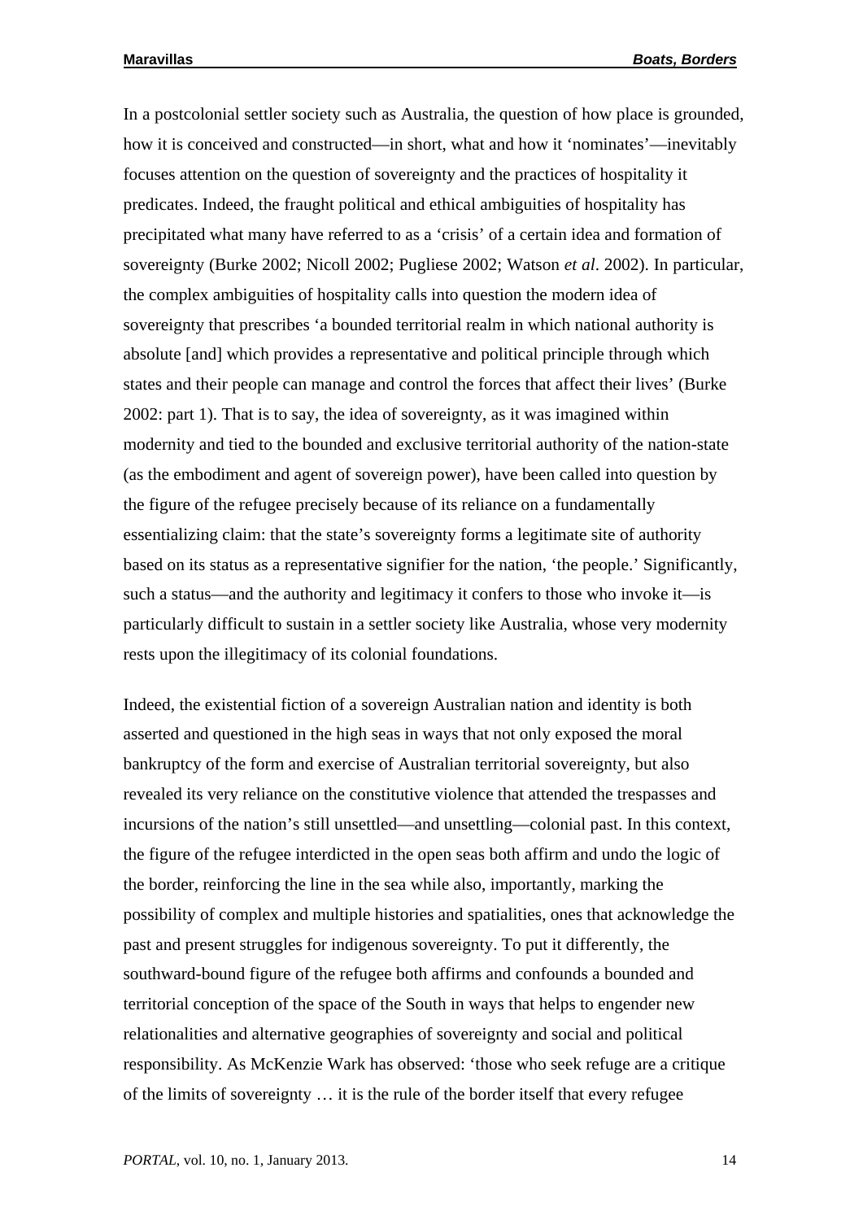In a postcolonial settler society such as Australia, the question of how place is grounded, how it is conceived and constructed—in short, what and how it 'nominates'—inevitably focuses attention on the question of sovereignty and the practices of hospitality it predicates. Indeed, the fraught political and ethical ambiguities of hospitality has precipitated what many have referred to as a 'crisis' of a certain idea and formation of sovereignty (Burke 2002; Nicoll 2002; Pugliese 2002; Watson *et al*. 2002). In particular, the complex ambiguities of hospitality calls into question the modern idea of sovereignty that prescribes 'a bounded territorial realm in which national authority is absolute [and] which provides a representative and political principle through which states and their people can manage and control the forces that affect their lives' (Burke 2002: part 1). That is to say, the idea of sovereignty, as it was imagined within modernity and tied to the bounded and exclusive territorial authority of the nation-state (as the embodiment and agent of sovereign power), have been called into question by the figure of the refugee precisely because of its reliance on a fundamentally essentializing claim: that the state's sovereignty forms a legitimate site of authority based on its status as a representative signifier for the nation, 'the people.' Significantly, such a status—and the authority and legitimacy it confers to those who invoke it—is particularly difficult to sustain in a settler society like Australia, whose very modernity rests upon the illegitimacy of its colonial foundations.

Indeed, the existential fiction of a sovereign Australian nation and identity is both asserted and questioned in the high seas in ways that not only exposed the moral bankruptcy of the form and exercise of Australian territorial sovereignty, but also revealed its very reliance on the constitutive violence that attended the trespasses and incursions of the nation's still unsettled—and unsettling—colonial past. In this context, the figure of the refugee interdicted in the open seas both affirm and undo the logic of the border, reinforcing the line in the sea while also, importantly, marking the possibility of complex and multiple histories and spatialities, ones that acknowledge the past and present struggles for indigenous sovereignty. To put it differently, the southward-bound figure of the refugee both affirms and confounds a bounded and territorial conception of the space of the South in ways that helps to engender new relationalities and alternative geographies of sovereignty and social and political responsibility. As McKenzie Wark has observed: 'those who seek refuge are a critique of the limits of sovereignty … it is the rule of the border itself that every refugee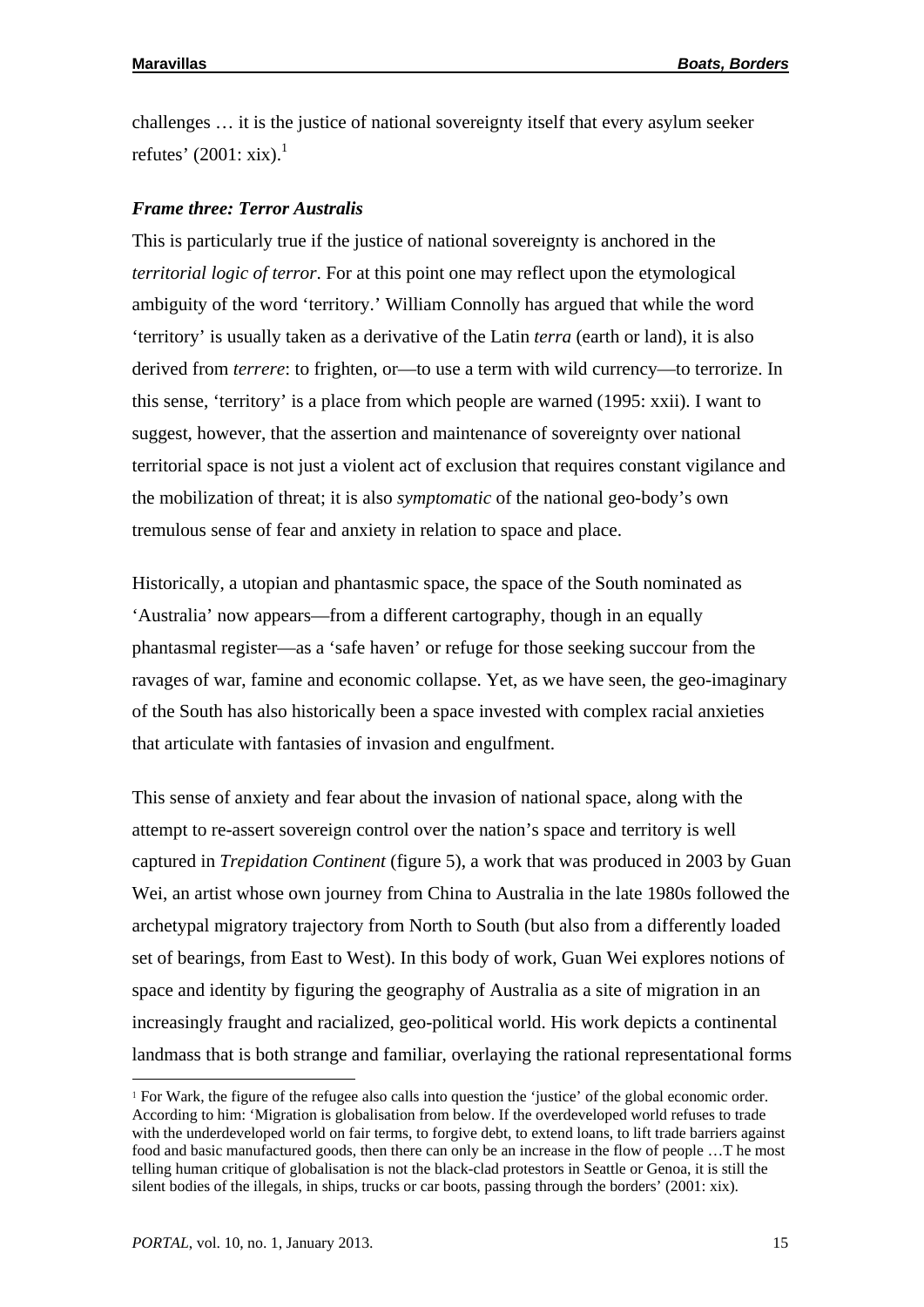challenges … it is the justice of national sovereignty itself that every asylum seeker refutes' (2001: xix).[1]

### *Frame three: Terror Australis*

This is particularly true if the justice of national sovereignty is anchored in the *territorial logic of terror*. For at this point one may reflect upon the etymological ambiguity of the word 'territory.' William Connolly has argued that while the word 'territory' is usually taken as a derivative of the Latin *terra* (earth or land), it is also derived from *terrere*: to frighten, or—to use a term with wild currency—to terrorize. In this sense, 'territory' is a place from which people are warned (1995: xxii). I want to suggest, however, that the assertion and maintenance of sovereignty over national territorial space is not just a violent act of exclusion that requires constant vigilance and the mobilization of threat; it is also *symptomatic* of the national geo-body's own tremulous sense of fear and anxiety in relation to space and place.

Historically, a utopian and phantasmic space, the space of the South nominated as 'Australia' now appears—from a different cartography, though in an equally phantasmal register—as a 'safe haven' or refuge for those seeking succour from the ravages of war, famine and economic collapse. Yet, as we have seen, the geo-imaginary of the South has also historically been a space invested with complex racial anxieties that articulate with fantasies of invasion and engulfment.

This sense of anxiety and fear about the invasion of national space, along with the attempt to re-assert sovereign control over the nation's space and territory is well captured in *Trepidation Continent* (figure 5), a work that was produced in 2003 by Guan Wei, an artist whose own journey from China to Australia in the late 1980s followed the archetypal migratory trajectory from North to South (but also from a differently loaded set of bearings, from East to West). In this body of work, Guan Wei explores notions of space and identity by figuring the geography of Australia as a site of migration in an increasingly fraught and racialized, geo-political world. His work depicts a continental landmass that is both strange and familiar, overlaying the rational representational forms

---

[1] For Wark, the figure of the refugee also calls into question the 'justice' of the global economic order. According to him: 'Migration is globalisation from below. If the overdeveloped world refuses to trade with the underdeveloped world on fair terms, to forgive debt, to extend loans, to lift trade barriers against food and basic manufactured goods, then there can only be an increase in the flow of people …T he most telling human critique of globalisation is not the black-clad protestors in Seattle or Genoa, it is still the silent bodies of the illegals, in ships, trucks or car boots, passing through the borders' (2001: xix).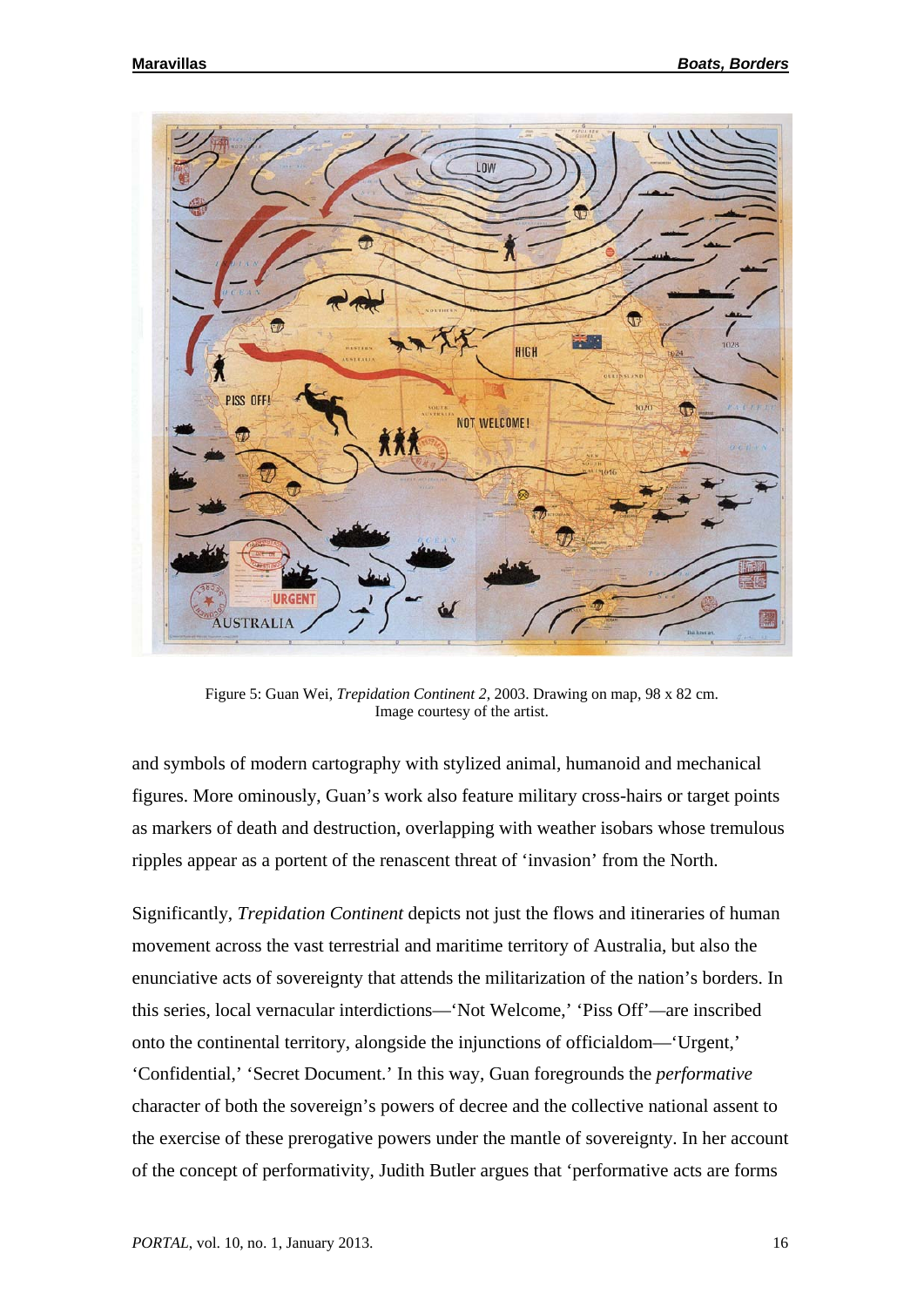Figure 5: Guan Wei, *Trepidation Continent 2*, 2003. Drawing on map, 98 x 82 cm. Image courtesy of the artist.

and symbols of modern cartography with stylized animal, humanoid and mechanical figures. More ominously, Guan's work also feature military cross-hairs or target points as markers of death and destruction, overlapping with weather isobars whose tremulous ripples appear as a portent of the renascent threat of 'invasion' from the North.

Significantly, *Trepidation Continent* depicts not just the flows and itineraries of human movement across the vast terrestrial and maritime territory of Australia, but also the enunciative acts of sovereignty that attends the militarization of the nation's borders. In this series, local vernacular interdictions—'Not Welcome,' 'Piss Off'—are inscribed onto the continental territory, alongside the injunctions of officialdom—'Urgent,' 'Confidential,' 'Secret Document.' In this way, Guan foregrounds the *performative* character of both the sovereign's powers of decree and the collective national assent to the exercise of these prerogative powers under the mantle of sovereignty. In her account of the concept of performativity, Judith Butler argues that 'performative acts are forms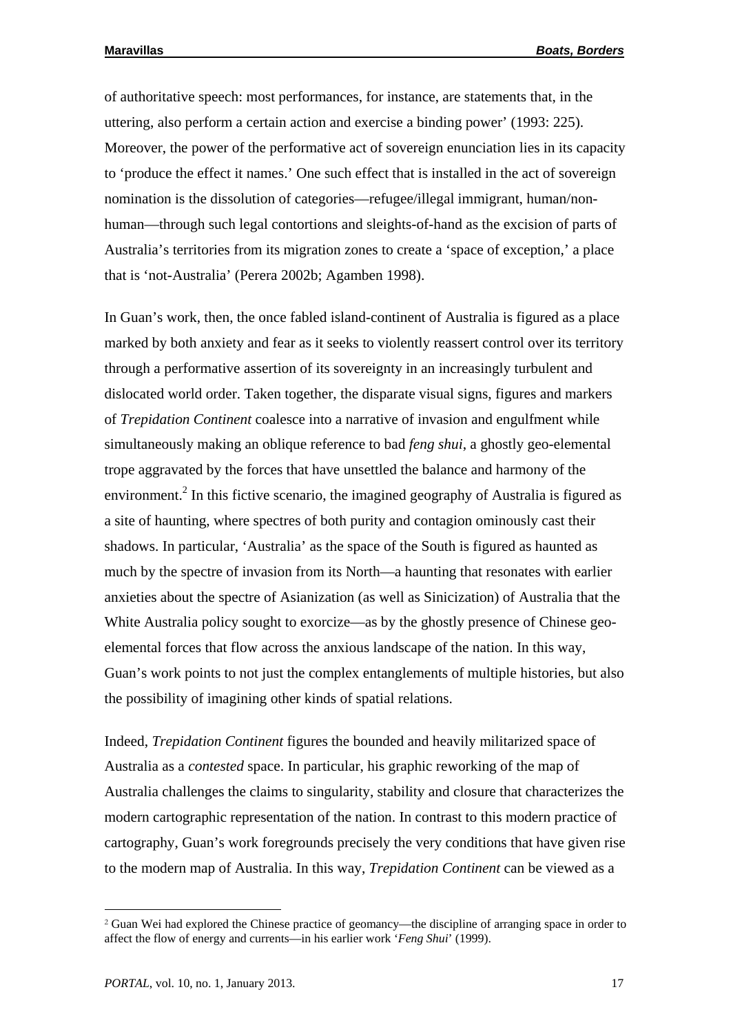of authoritative speech: most performances, for instance, are statements that, in the uttering, also perform a certain action and exercise a binding power' (1993: 225). Moreover, the power of the performative act of sovereign enunciation lies in its capacity to 'produce the effect it names.' One such effect that is installed in the act of sovereign nomination is the dissolution of categories—refugee/illegal immigrant, human/non-human—through such legal contortions and sleights-of-hand as the excision of parts of Australia's territories from its migration zones to create a 'space of exception,' a place that is 'not-Australia' (Perera 2002b; Agamben 1998).

In Guan's work, then, the once fabled island-continent of Australia is figured as a place marked by both anxiety and fear as it seeks to violently reassert control over its territory through a performative assertion of its sovereignty in an increasingly turbulent and dislocated world order. Taken together, the disparate visual signs, figures and markers of *Trepidation Continent* coalesce into a narrative of invasion and engulfment while simultaneously making an oblique reference to bad *feng shui*, a ghostly geo-elemental trope aggravated by the forces that have unsettled the balance and harmony of the environment.[2] In this fictive scenario, the imagined geography of Australia is figured as a site of haunting, where spectres of both purity and contagion ominously cast their shadows. In particular, 'Australia' as the space of the South is figured as haunted as much by the spectre of invasion from its North—a haunting that resonates with earlier anxieties about the spectre of Asianization (as well as Sinicization) of Australia that the White Australia policy sought to exorcize—as by the ghostly presence of Chinese geo-elemental forces that flow across the anxious landscape of the nation. In this way, Guan's work points to not just the complex entanglements of multiple histories, but also the possibility of imagining other kinds of spatial relations.

Indeed, *Trepidation Continent* figures the bounded and heavily militarized space of Australia as a *contested* space. In particular, his graphic reworking of the map of Australia challenges the claims to singularity, stability and closure that characterizes the modern cartographic representation of the nation. In contrast to this modern practice of cartography, Guan's work foregrounds precisely the very conditions that have given rise to the modern map of Australia. In this way, *Trepidation Continent* can be viewed as a

[2] Guan Wei had explored the Chinese practice of geomancy—the discipline of arranging space in order to affect the flow of energy and currents—in his earlier work '*Feng Shui*' (1999).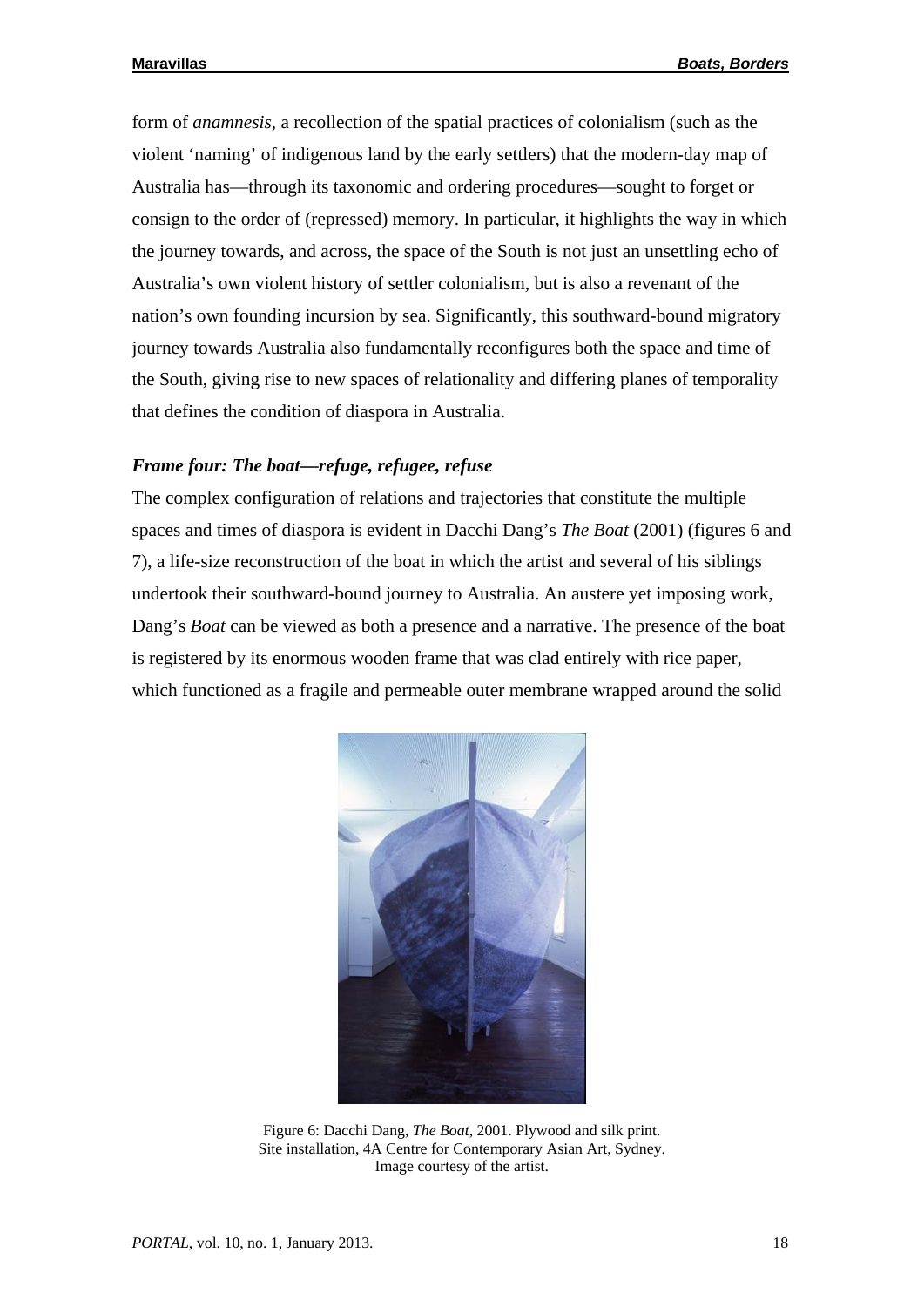form of *anamnesis*, a recollection of the spatial practices of colonialism (such as the violent 'naming' of indigenous land by the early settlers) that the modern-day map of Australia has—through its taxonomic and ordering procedures—sought to forget or consign to the order of (repressed) memory. In particular, it highlights the way in which the journey towards, and across, the space of the South is not just an unsettling echo of Australia's own violent history of settler colonialism, but is also a revenant of the nation's own founding incursion by sea. Significantly, this southward-bound migratory journey towards Australia also fundamentally reconfigures both the space and time of the South, giving rise to new spaces of relationality and differing planes of temporality that defines the condition of diaspora in Australia.

### *Frame four: The boat—refuge, refugee, refuse*

The complex configuration of relations and trajectories that constitute the multiple spaces and times of diaspora is evident in Dacchi Dang's *The Boat* (2001) (figures 6 and 7), a life-size reconstruction of the boat in which the artist and several of his siblings undertook their southward-bound journey to Australia. An austere yet imposing work, Dang's *Boat* can be viewed as both a presence and a narrative. The presence of the boat is registered by its enormous wooden frame that was clad entirely with rice paper, which functioned as a fragile and permeable outer membrane wrapped around the solid

Figure 6: Dacchi Dang, *The Boat*, 2001. Plywood and silk print.
Site installation, 4A Centre for Contemporary Asian Art, Sydney.
Image courtesy of the artist.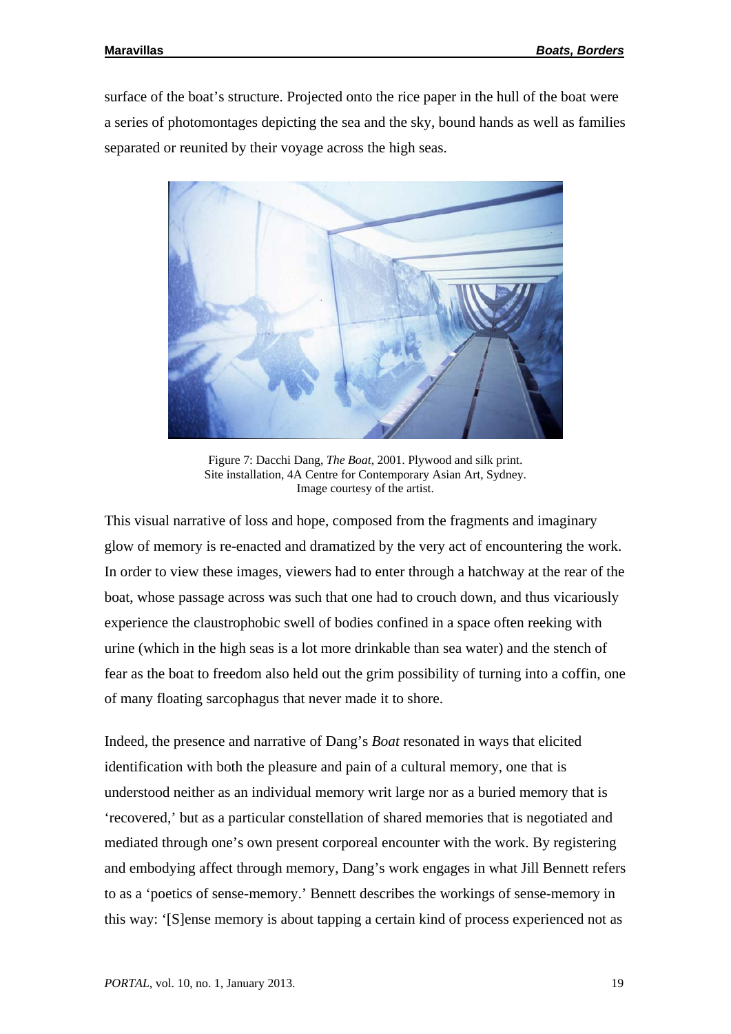surface of the boat's structure. Projected onto the rice paper in the hull of the boat were a series of photomontages depicting the sea and the sky, bound hands as well as families separated or reunited by their voyage across the high seas.

Figure 7: Dacchi Dang, *The Boat*, 2001. Plywood and silk print. Site installation, 4A Centre for Contemporary Asian Art, Sydney. Image courtesy of the artist.

This visual narrative of loss and hope, composed from the fragments and imaginary glow of memory is re-enacted and dramatized by the very act of encountering the work. In order to view these images, viewers had to enter through a hatchway at the rear of the boat, whose passage across was such that one had to crouch down, and thus vicariously experience the claustrophobic swell of bodies confined in a space often reeking with urine (which in the high seas is a lot more drinkable than sea water) and the stench of fear as the boat to freedom also held out the grim possibility of turning into a coffin, one of many floating sarcophagus that never made it to shore.

Indeed, the presence and narrative of Dang's *Boat* resonated in ways that elicited identification with both the pleasure and pain of a cultural memory, one that is understood neither as an individual memory writ large nor as a buried memory that is 'recovered,' but as a particular constellation of shared memories that is negotiated and mediated through one's own present corporeal encounter with the work. By registering and embodying affect through memory, Dang's work engages in what Jill Bennett refers to as a 'poetics of sense-memory.' Bennett describes the workings of sense-memory in this way: '[S]ense memory is about tapping a certain kind of process experienced not as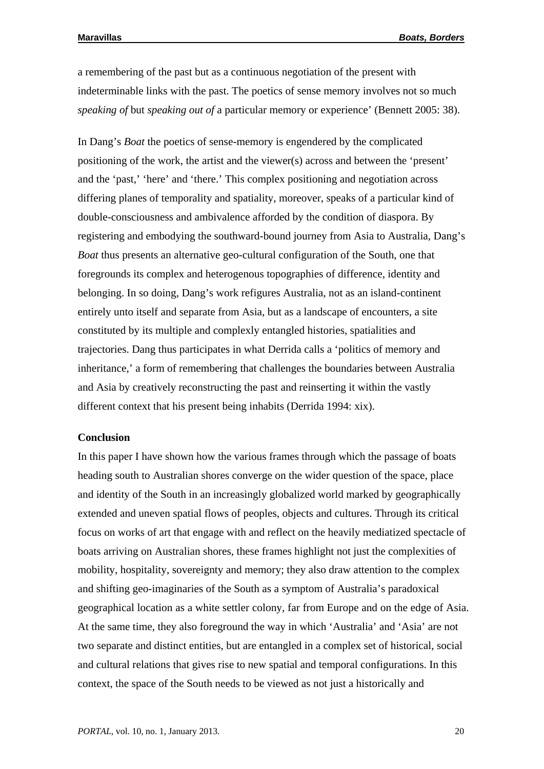a remembering of the past but as a continuous negotiation of the present with indeterminable links with the past. The poetics of sense memory involves not so much *speaking of* but *speaking out of* a particular memory or experience' (Bennett 2005: 38).

In Dang's *Boat* the poetics of sense-memory is engendered by the complicated positioning of the work, the artist and the viewer(s) across and between the 'present' and the 'past,' 'here' and 'there.' This complex positioning and negotiation across differing planes of temporality and spatiality, moreover, speaks of a particular kind of double-consciousness and ambivalence afforded by the condition of diaspora. By registering and embodying the southward-bound journey from Asia to Australia, Dang's *Boat* thus presents an alternative geo-cultural configuration of the South, one that foregrounds its complex and heterogenous topographies of difference, identity and belonging. In so doing, Dang's work refigures Australia, not as an island-continent entirely unto itself and separate from Asia, but as a landscape of encounters, a site constituted by its multiple and complexly entangled histories, spatialities and trajectories. Dang thus participates in what Derrida calls a 'politics of memory and inheritance,' a form of remembering that challenges the boundaries between Australia and Asia by creatively reconstructing the past and reinserting it within the vastly different context that his present being inhabits (Derrida 1994: xix).

**Conclusion**

In this paper I have shown how the various frames through which the passage of boats heading south to Australian shores converge on the wider question of the space, place and identity of the South in an increasingly globalized world marked by geographically extended and uneven spatial flows of peoples, objects and cultures. Through its critical focus on works of art that engage with and reflect on the heavily mediatized spectacle of boats arriving on Australian shores, these frames highlight not just the complexities of mobility, hospitality, sovereignty and memory; they also draw attention to the complex and shifting geo-imaginaries of the South as a symptom of Australia's paradoxical geographical location as a white settler colony, far from Europe and on the edge of Asia. At the same time, they also foreground the way in which 'Australia' and 'Asia' are not two separate and distinct entities, but are entangled in a complex set of historical, social and cultural relations that gives rise to new spatial and temporal configurations. In this context, the space of the South needs to be viewed as not just a historically and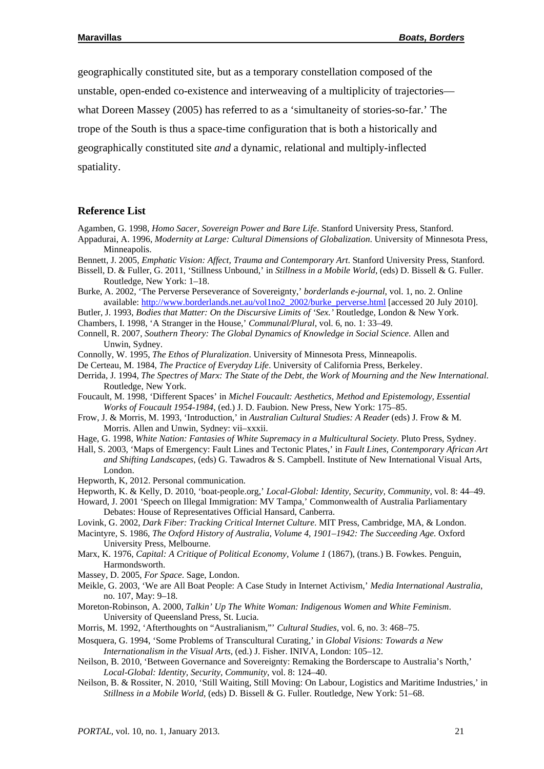geographically constituted site, but as a temporary constellation composed of the unstable, open-ended co-existence and interweaving of a multiplicity of trajectories—what Doreen Massey (2005) has referred to as a 'simultaneity of stories-so-far.' The trope of the South is thus a space-time configuration that is both a historically and geographically constituted site *and* a dynamic, relational and multiply-inflected spatiality.

## Reference List

Agamben, G. 1998, *Homo Sacer, Sovereign Power and Bare Life*. Stanford University Press, Stanford.

Appadurai, A. 1996, *Modernity at Large: Cultural Dimensions of Globalization*. University of Minnesota Press, Minneapolis.

Bennett, J. 2005, *Emphatic Vision: Affect, Trauma and Contemporary Art*. Stanford University Press, Stanford.

Bissell, D. & Fuller, G. 2011, 'Stillness Unbound,' in *Stillness in a Mobile World*, (eds) D. Bissell & G. Fuller. Routledge, New York: 1–18.

Burke, A. 2002, 'The Perverse Perseverance of Sovereignty,' *borderlands e-journal*, vol. 1, no. 2. Online available: http://www.borderlands.net.au/vol1no2_2002/burke_perverse.html [accessed 20 July 2010].

Butler, J. 1993, *Bodies that Matter: On the Discursive Limits of 'Sex.'* Routledge, London & New York.

Chambers, I. 1998, 'A Stranger in the House,' *Communal/Plural*, vol. 6, no. 1: 33–49.

Connell, R. 2007, *Southern Theory: The Global Dynamics of Knowledge in Social Science*. Allen and Unwin, Sydney.

Connolly, W. 1995, *The Ethos of Pluralization*. University of Minnesota Press, Minneapolis.

De Certeau, M. 1984, *The Practice of Everyday Life*. University of California Press, Berkeley.

Derrida, J. 1994, *The Spectres of Marx: The State of the Debt, the Work of Mourning and the New International*. Routledge, New York.

Foucault, M. 1998, 'Different Spaces' in *Michel Foucault: Aesthetics, Method and Epistemology, Essential Works of Foucault 1954-1984*, (ed.) J. D. Faubion. New Press, New York: 175–85.

Frow, J. & Morris, M. 1993, 'Introduction,' in *Australian Cultural Studies: A Reader* (eds) J. Frow & M. Morris. Allen and Unwin, Sydney: vii–xxxii.

Hage, G. 1998, *White Nation: Fantasies of White Supremacy in a Multicultural Society*. Pluto Press, Sydney.

Hall, S. 2003, 'Maps of Emergency: Fault Lines and Tectonic Plates,' in *Fault Lines, Contemporary African Art and Shifting Landscapes*, (eds) G. Tawadros & S. Campbell. Institute of New International Visual Arts, London.

Hepworth, K, 2012. Personal communication.

Hepworth, K. & Kelly, D. 2010, 'boat-people.org,' *Local-Global: Identity, Security, Community*, vol. 8: 44–49.

Howard, J. 2001 'Speech on Illegal Immigration: MV Tampa,' Commonwealth of Australia Parliamentary Debates: House of Representatives Official Hansard, Canberra.

Lovink, G. 2002, *Dark Fiber: Tracking Critical Internet Culture*. MIT Press, Cambridge, MA, & London.

Macintyre, S. 1986, *The Oxford History of Australia, Volume 4, 1901–1942: The Succeeding Age*. Oxford University Press, Melbourne.

Marx, K. 1976, *Capital: A Critique of Political Economy, Volume 1* (1867), (trans.) B. Fowkes. Penguin, Harmondsworth.

Massey, D. 2005, *For Space*. Sage, London.

Meikle, G. 2003, 'We are All Boat People: A Case Study in Internet Activism,' *Media International Australia*, no. 107, May: 9–18.

Moreton-Robinson, A. 2000, *Talkin' Up The White Woman: Indigenous Women and White Feminism*. University of Queensland Press, St. Lucia.

Morris, M. 1992, 'Afterthoughts on "Australianism,"' *Cultural Studies*, vol. 6, no. 3: 468–75.

Mosquera, G. 1994, 'Some Problems of Transcultural Curating,' in *Global Visions: Towards a New Internationalism in the Visual Arts*, (ed.) J. Fisher. INIVA, London: 105–12.

Neilson, B. 2010, 'Between Governance and Sovereignty: Remaking the Borderscape to Australia's North,' *Local-Global: Identity, Security, Community*, vol. 8: 124–40.

Neilson, B. & Rossiter, N. 2010, 'Still Waiting, Still Moving: On Labour, Logistics and Maritime Industries,' in *Stillness in a Mobile World*, (eds) D. Bissell & G. Fuller. Routledge, New York: 51–68.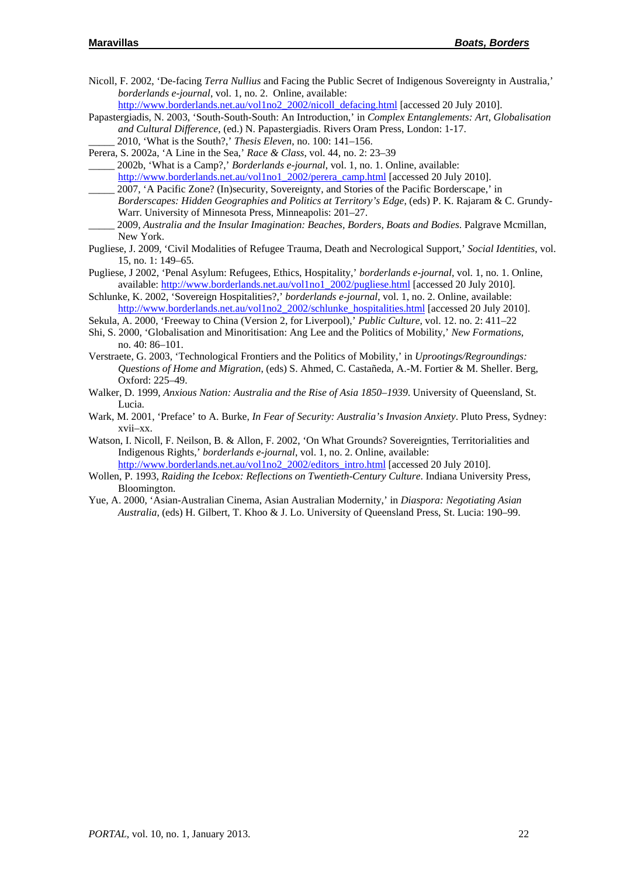Nicoll, F. 2002, 'De-facing *Terra Nullius* and Facing the Public Secret of Indigenous Sovereignty in Australia,' *borderlands e-journal*, vol. 1, no. 2. Online, available: http://www.borderlands.net.au/vol1no2_2002/nicoll_defacing.html [accessed 20 July 2010].

Papastergiadis, N. 2003, 'South-South-South: An Introduction,' in *Complex Entanglements: Art, Globalisation and Cultural Difference*, (ed.) N. Papastergiadis. Rivers Oram Press, London: 1-17.

_____ 2010, 'What is the South?,' *Thesis Eleven*, no. 100: 141–156.

Perera, S. 2002a, 'A Line in the Sea,' *Race & Class*, vol. 44, no. 2: 23–39

_____ 2002b, 'What is a Camp?,' *Borderlands e-journal*, vol. 1, no. 1. Online, available: http://www.borderlands.net.au/vol1no1_2002/perera_camp.html [accessed 20 July 2010].

_____ 2007, 'A Pacific Zone? (In)security, Sovereignty, and Stories of the Pacific Borderscape,' in *Borderscapes: Hidden Geographies and Politics at Territory's Edge*, (eds) P. K. Rajaram & C. Grundy-Warr. University of Minnesota Press, Minneapolis: 201–27.

_____ 2009, *Australia and the Insular Imagination: Beaches, Borders, Boats and Bodies*. Palgrave Mcmillan, New York.

Pugliese, J. 2009, 'Civil Modalities of Refugee Trauma, Death and Necrological Support,' *Social Identities*, vol. 15, no. 1: 149–65.

Pugliese, J 2002, 'Penal Asylum: Refugees, Ethics, Hospitality,' *borderlands e-journal*, vol. 1, no. 1. Online, available: http://www.borderlands.net.au/vol1no1_2002/pugliese.html [accessed 20 July 2010].

Schlunke, K. 2002, 'Sovereign Hospitalities?,' *borderlands e-journal*, vol. 1, no. 2. Online, available: http://www.borderlands.net.au/vol1no2_2002/schlunke_hospitalities.html [accessed 20 July 2010].

Sekula, A. 2000, 'Freeway to China (Version 2, for Liverpool),' *Public Culture*, vol. 12. no. 2: 411–22

Shi, S. 2000, 'Globalisation and Minoritisation: Ang Lee and the Politics of Mobility,' *New Formations*, no. 40: 86–101.

Verstraete, G. 2003, 'Technological Frontiers and the Politics of Mobility,' in *Uprootings/Regroundings: Questions of Home and Migration*, (eds) S. Ahmed, C. Castañeda, A.-M. Fortier & M. Sheller. Berg, Oxford: 225–49.

Walker, D. 1999, *Anxious Nation: Australia and the Rise of Asia 1850–1939*. University of Queensland, St. Lucia.

Wark, M. 2001, 'Preface' to A. Burke, *In Fear of Security: Australia's Invasion Anxiety*. Pluto Press, Sydney: xvii–xx.

Watson, I. Nicoll, F. Neilson, B. & Allon, F. 2002, 'On What Grounds? Sovereignties, Territorialities and Indigenous Rights,' *borderlands e-journal*, vol. 1, no. 2. Online, available: http://www.borderlands.net.au/vol1no2_2002/editors_intro.html [accessed 20 July 2010].

Wollen, P. 1993, *Raiding the Icebox: Reflections on Twentieth-Century Culture*. Indiana University Press, Bloomington.

Yue, A. 2000, 'Asian-Australian Cinema, Asian Australian Modernity,' in *Diaspora: Negotiating Asian Australia*, (eds) H. Gilbert, T. Khoo & J. Lo. University of Queensland Press, St. Lucia: 190–99.